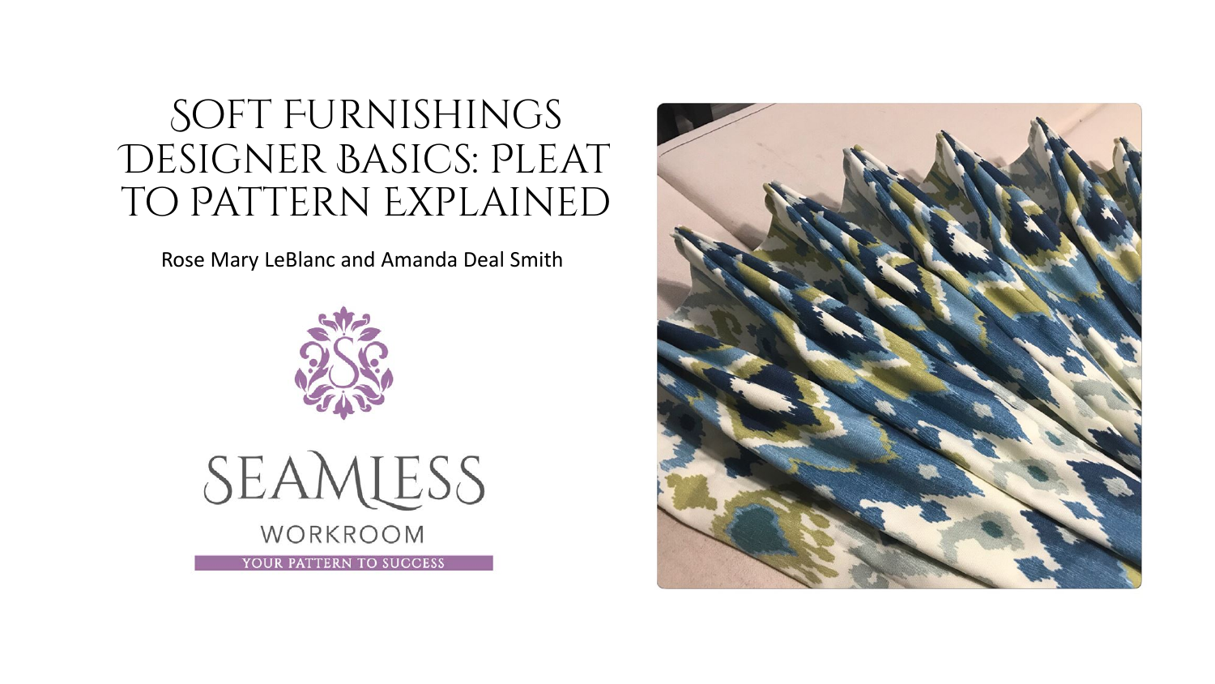# Soft Furnishings Designer Basics: Pleat to Pattern Explained

Rose Mary LeBlanc and Amanda Deal Smith

SEAMLESS

WORKROOM

YOUR PATTERN TO SUCCESS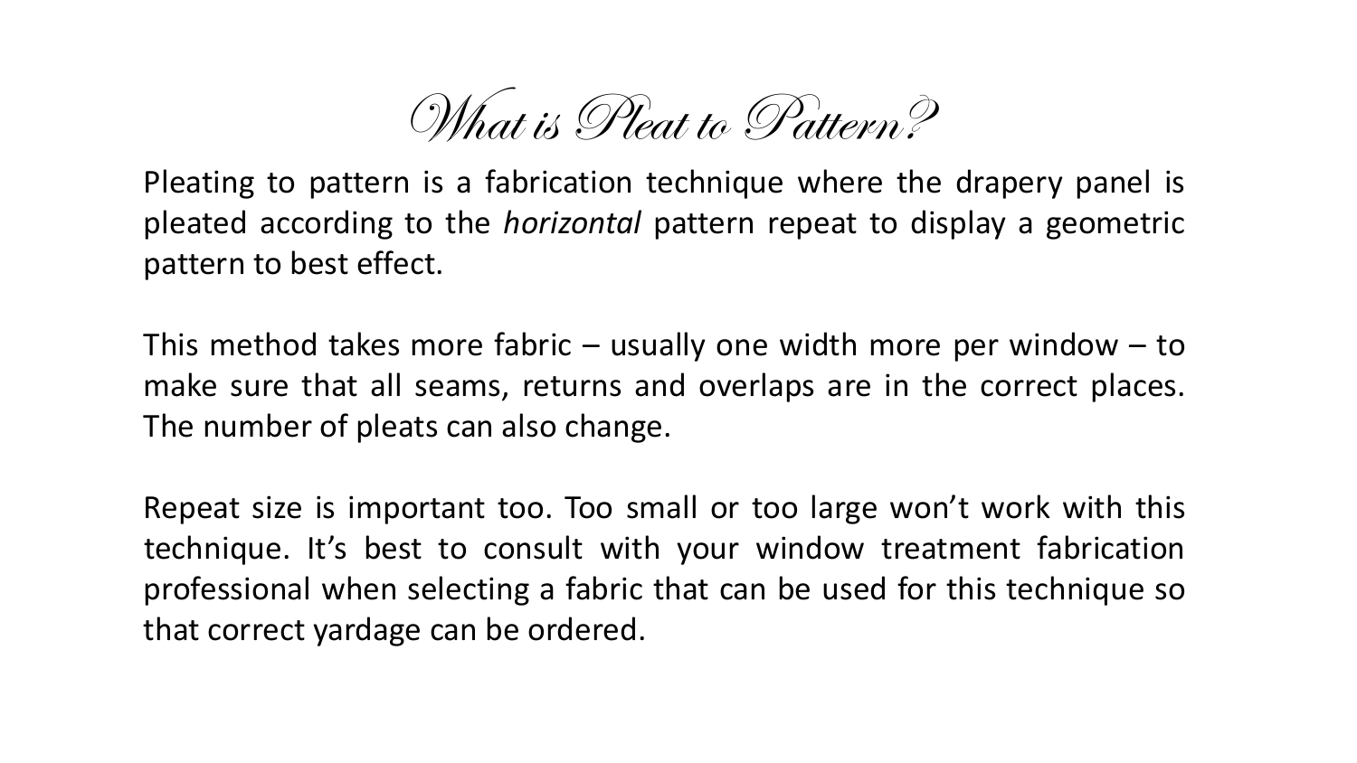# What is Pleat to Pattern?

Pleating to pattern is a fabrication technique where the drapery panel is pleated according to the *horizontal* pattern repeat to display a geometric pattern to best effect.

This method takes more fabric – usually one width more per window – to make sure that all seams, returns and overlaps are in the correct places. The number of pleats can also change.

Repeat size is important too. Too small or too large won't work with this technique. It's best to consult with your window treatment fabrication professional when selecting a fabric that can be used for this technique so that correct yardage can be ordered.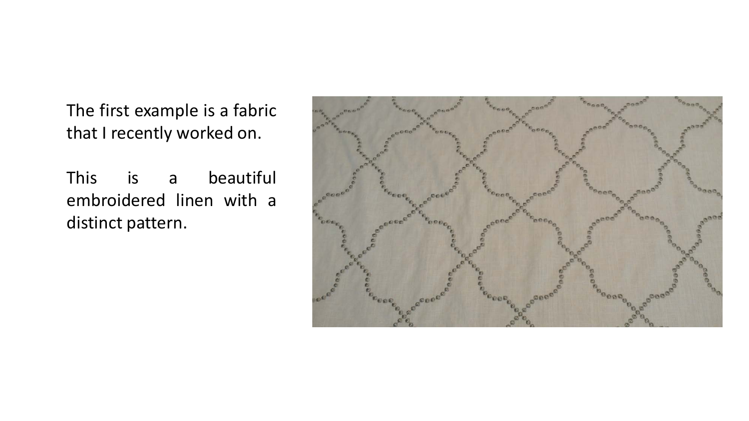The first example is a fabric that I recently worked on.

This is a beautiful embroidered linen with a distinct pattern.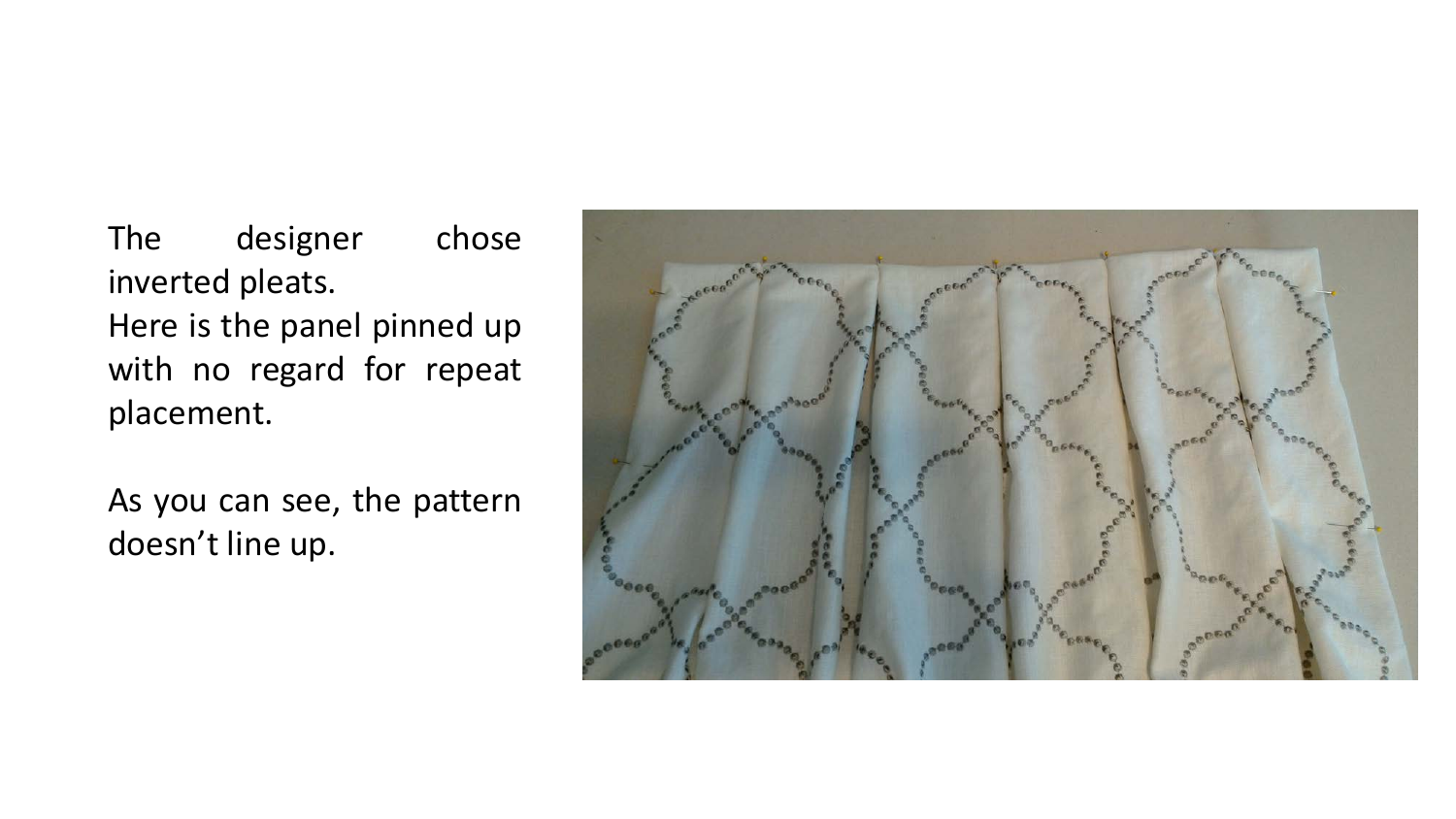The designer chose inverted pleats.
Here is the panel pinned up with no regard for repeat placement.

As you can see, the pattern doesn't line up.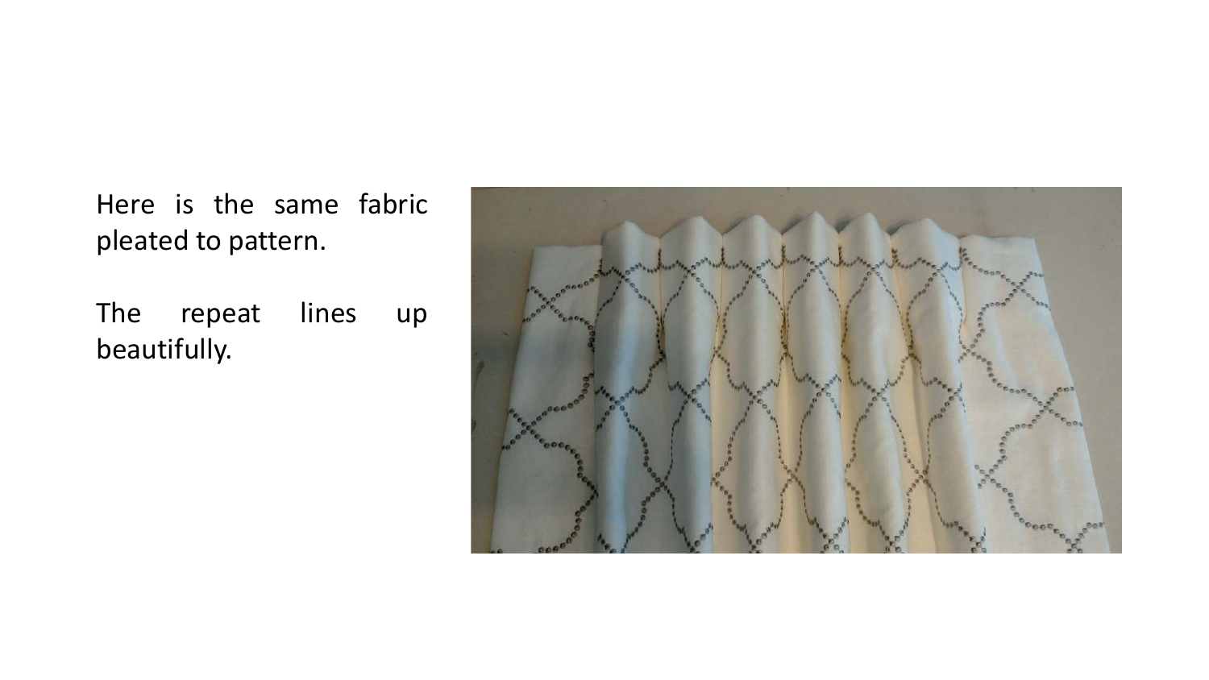Here is the same fabric pleated to pattern.

The repeat lines up beautifully.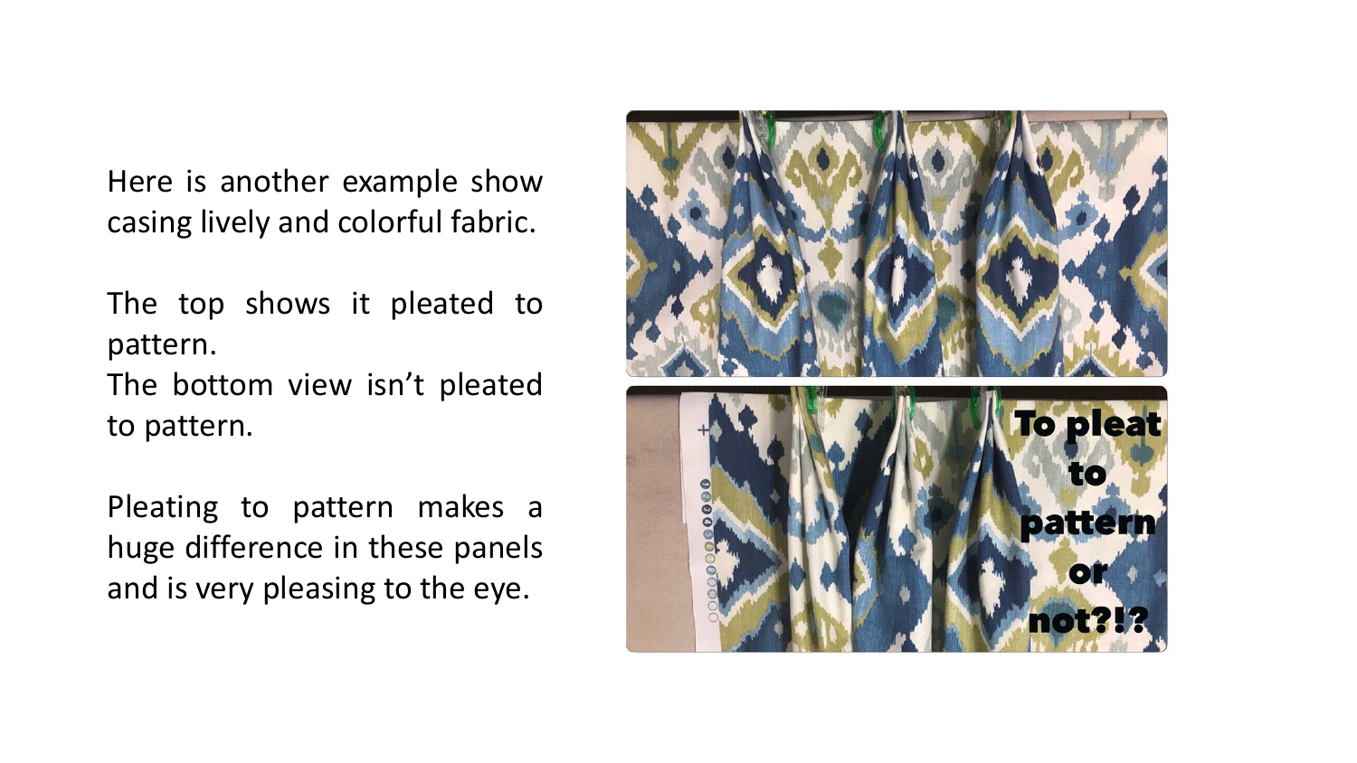Here is another example show casing lively and colorful fabric.

The top shows it pleated to pattern.
The bottom view isn't pleated to pattern.

Pleating to pattern makes a huge difference in these panels and is very pleasing to the eye.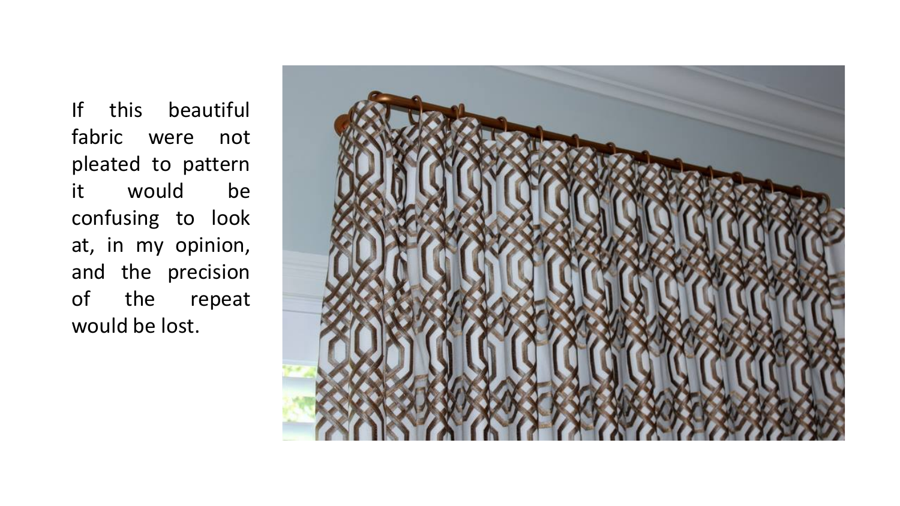If this beautiful fabric were not pleated to pattern it would be confusing to look at, in my opinion, and the precision of the repeat would be lost.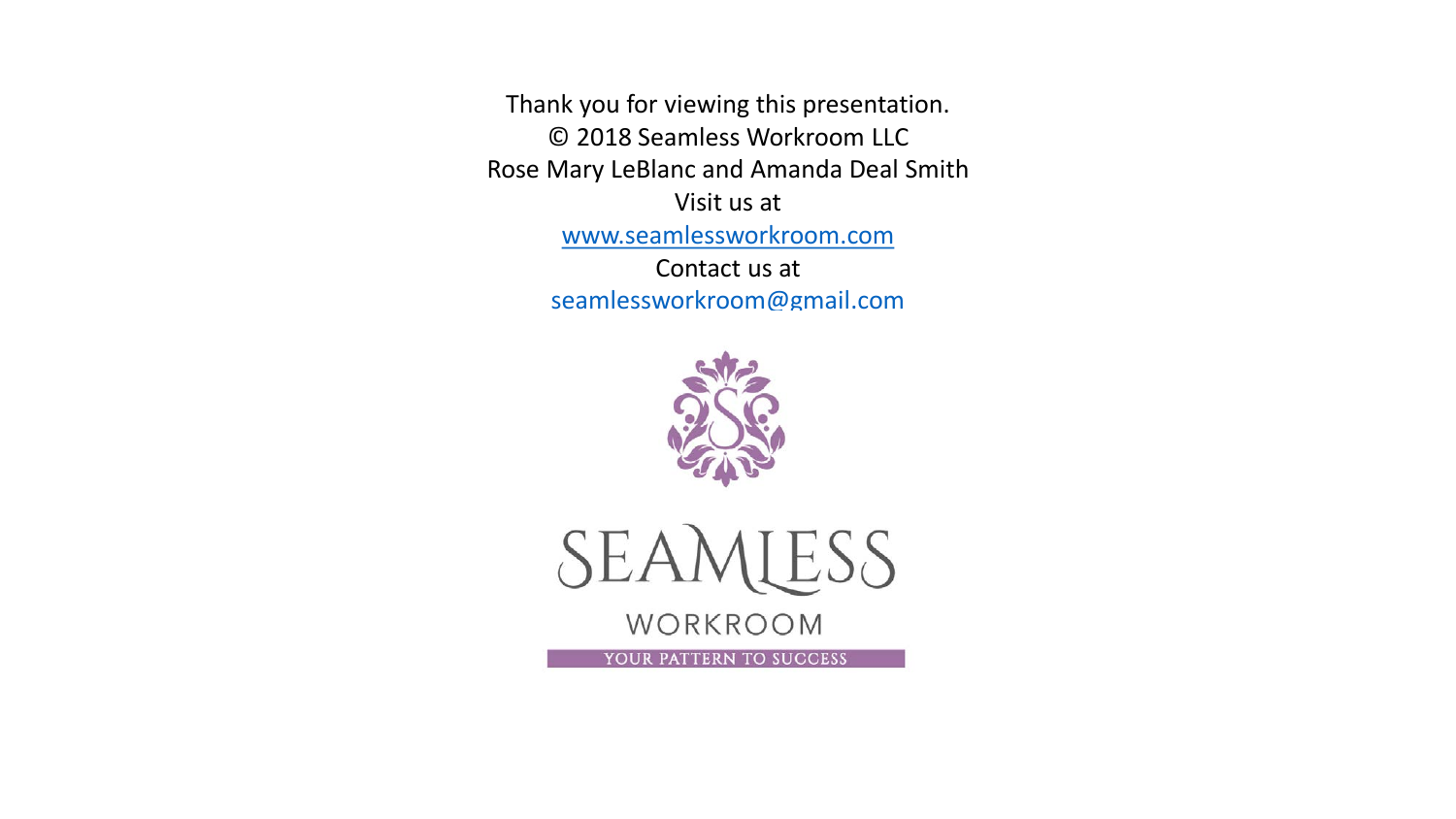Thank you for viewing this presentation.
© 2018 Seamless Workroom LLC
Rose Mary LeBlanc and Amanda Deal Smith
Visit us at
www.seamlessworkroom.com
Contact us at
seamlessworkroom@gmail.com

SEAMLESS
WORKROOM
YOUR PATTERN TO SUCCESS